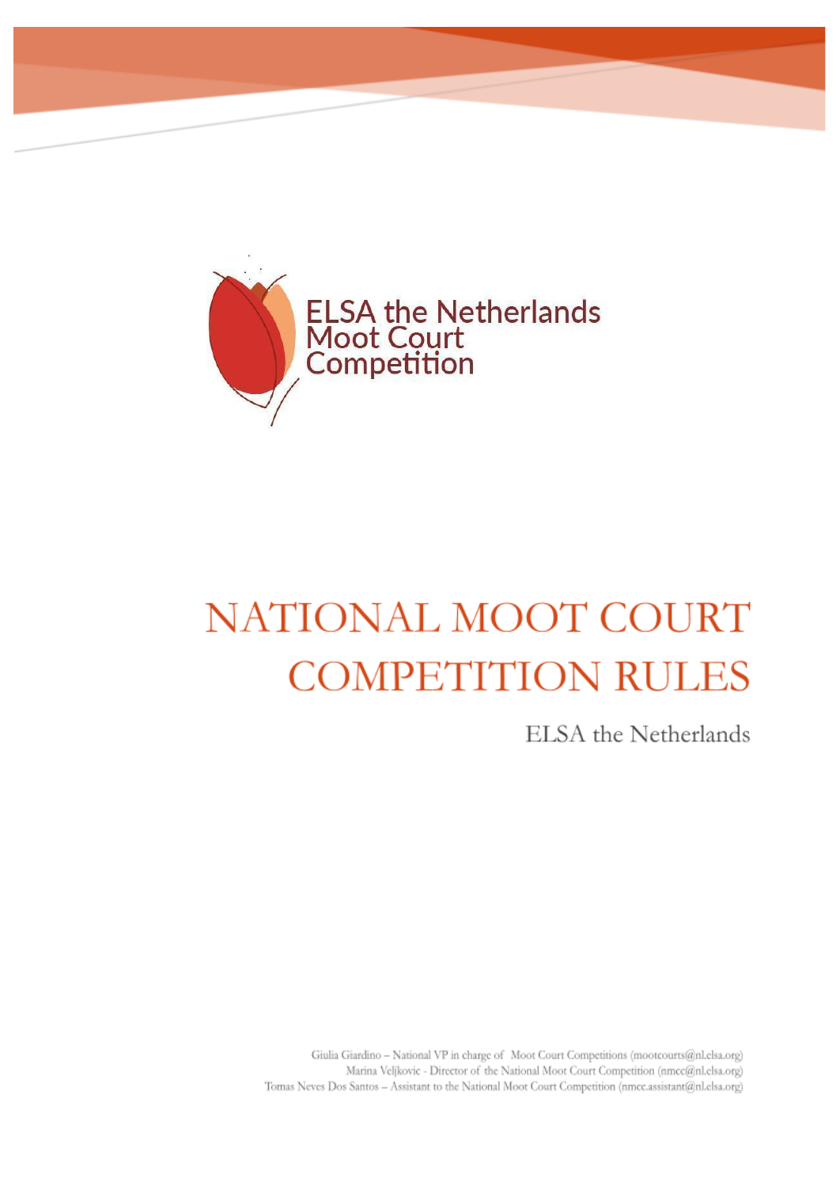ELSA the Netherlands
Moot Court
Competition

# NATIONAL MOOT COURT COMPETITION RULES

ELSA the Netherlands

Giulia Giardino – National VP in charge of Moot Court Competitions (mootcourts@nl.elsa.org)
Marina Veljkovic - Director of the National Moot Court Competition (nmcc@nl.elsa.org)
Tomas Neves Dos Santos – Assistant to the National Moot Court Competition (nmcc.assistant@nl.elsa.org)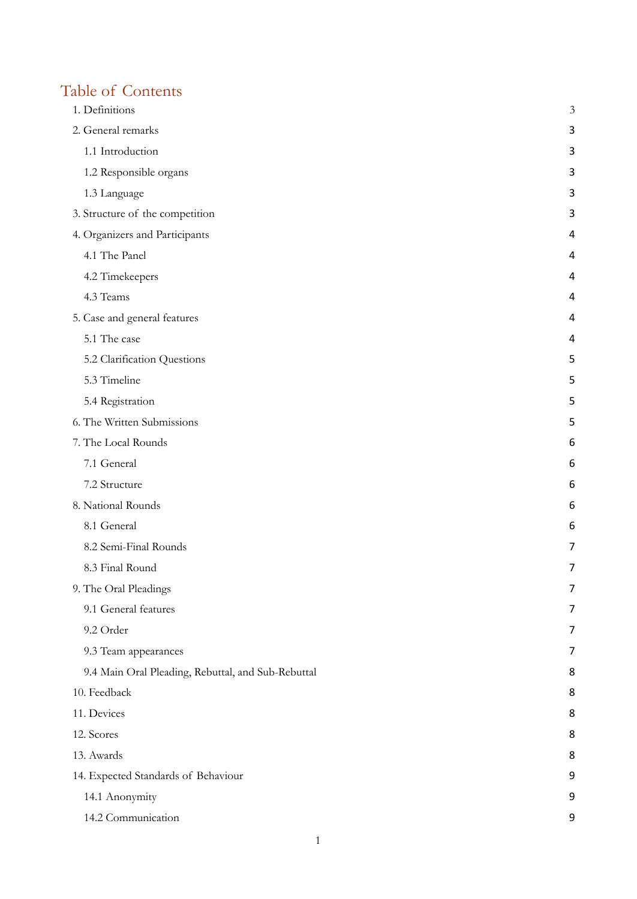# Table of Contents

| | |
|---|---|
| 1. Definitions | 3 |
| 2. General remarks | 3 |
| 1.1 Introduction | 3 |
| 1.2 Responsible organs | 3 |
| 1.3 Language | 3 |
| 3. Structure of the competition | 3 |
| 4. Organizers and Participants | 4 |
| 4.1 The Panel | 4 |
| 4.2 Timekeepers | 4 |
| 4.3 Teams | 4 |
| 5. Case and general features | 4 |
| 5.1 The case | 4 |
| 5.2 Clarification Questions | 5 |
| 5.3 Timeline | 5 |
| 5.4 Registration | 5 |
| 6. The Written Submissions | 5 |
| 7. The Local Rounds | 6 |
| 7.1 General | 6 |
| 7.2 Structure | 6 |
| 8. National Rounds | 6 |
| 8.1 General | 6 |
| 8.2 Semi-Final Rounds | 7 |
| 8.3 Final Round | 7 |
| 9. The Oral Pleadings | 7 |
| 9.1 General features | 7 |
| 9.2 Order | 7 |
| 9.3 Team appearances | 7 |
| 9.4 Main Oral Pleading, Rebuttal, and Sub-Rebuttal | 8 |
| 10. Feedback | 8 |
| 11. Devices | 8 |
| 12. Scores | 8 |
| 13. Awards | 8 |
| 14. Expected Standards of Behaviour | 9 |
| 14.1 Anonymity | 9 |
| 14.2 Communication | 9 |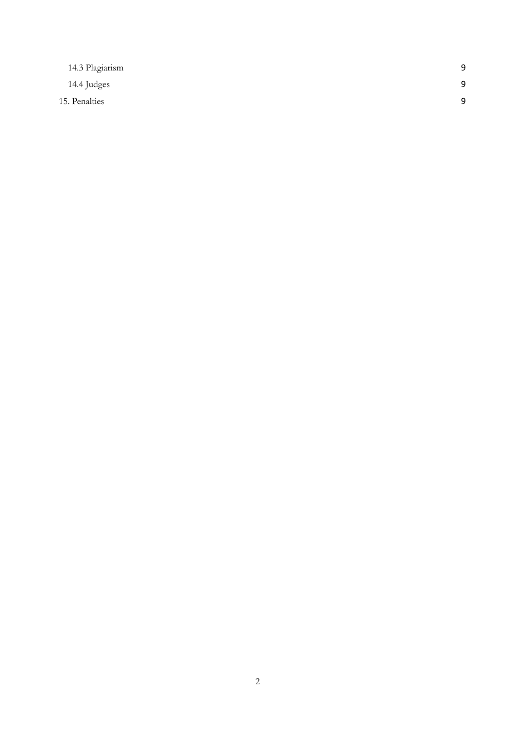14.3 Plagiarism 9

14.4 Judges 9

15. Penalties 9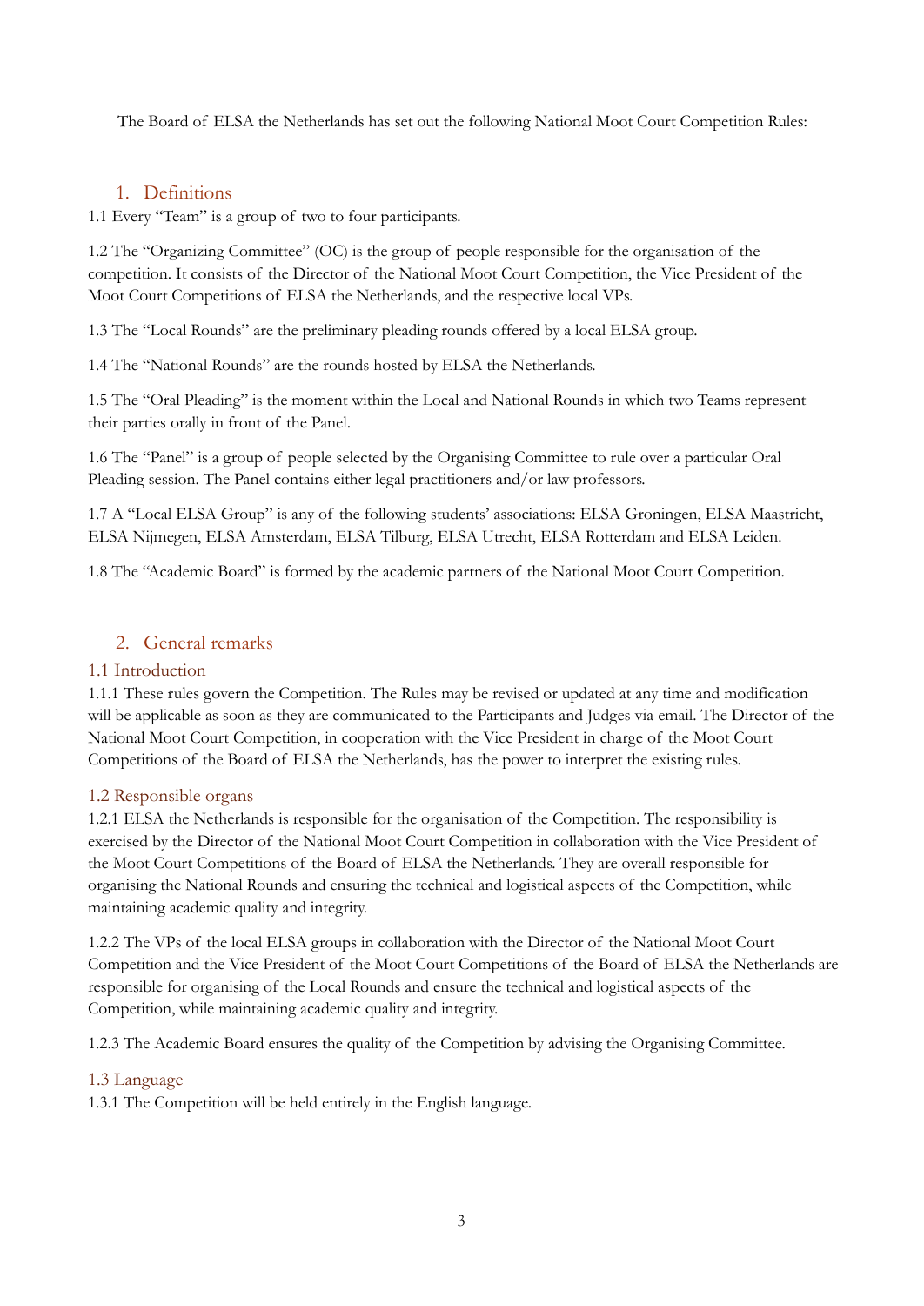The Board of ELSA the Netherlands has set out the following National Moot Court Competition Rules:

## 1. Definitions

1.1 Every "Team" is a group of two to four participants.

1.2 The "Organizing Committee" (OC) is the group of people responsible for the organisation of the competition. It consists of the Director of the National Moot Court Competition, the Vice President of the Moot Court Competitions of ELSA the Netherlands, and the respective local VPs.

1.3 The "Local Rounds" are the preliminary pleading rounds offered by a local ELSA group.

1.4 The "National Rounds" are the rounds hosted by ELSA the Netherlands.

1.5 The "Oral Pleading" is the moment within the Local and National Rounds in which two Teams represent their parties orally in front of the Panel.

1.6 The "Panel" is a group of people selected by the Organising Committee to rule over a particular Oral Pleading session. The Panel contains either legal practitioners and/or law professors.

1.7 A "Local ELSA Group" is any of the following students' associations: ELSA Groningen, ELSA Maastricht, ELSA Nijmegen, ELSA Amsterdam, ELSA Tilburg, ELSA Utrecht, ELSA Rotterdam and ELSA Leiden.

1.8 The "Academic Board" is formed by the academic partners of the National Moot Court Competition.

## 2. General remarks

### 1.1 Introduction

1.1.1 These rules govern the Competition. The Rules may be revised or updated at any time and modification will be applicable as soon as they are communicated to the Participants and Judges via email. The Director of the National Moot Court Competition, in cooperation with the Vice President in charge of the Moot Court Competitions of the Board of ELSA the Netherlands, has the power to interpret the existing rules.

### 1.2 Responsible organs

1.2.1 ELSA the Netherlands is responsible for the organisation of the Competition. The responsibility is exercised by the Director of the National Moot Court Competition in collaboration with the Vice President of the Moot Court Competitions of the Board of ELSA the Netherlands. They are overall responsible for organising the National Rounds and ensuring the technical and logistical aspects of the Competition, while maintaining academic quality and integrity.

1.2.2 The VPs of the local ELSA groups in collaboration with the Director of the National Moot Court Competition and the Vice President of the Moot Court Competitions of the Board of ELSA the Netherlands are responsible for organising of the Local Rounds and ensure the technical and logistical aspects of the Competition, while maintaining academic quality and integrity.

1.2.3 The Academic Board ensures the quality of the Competition by advising the Organising Committee.

### 1.3 Language

1.3.1 The Competition will be held entirely in the English language.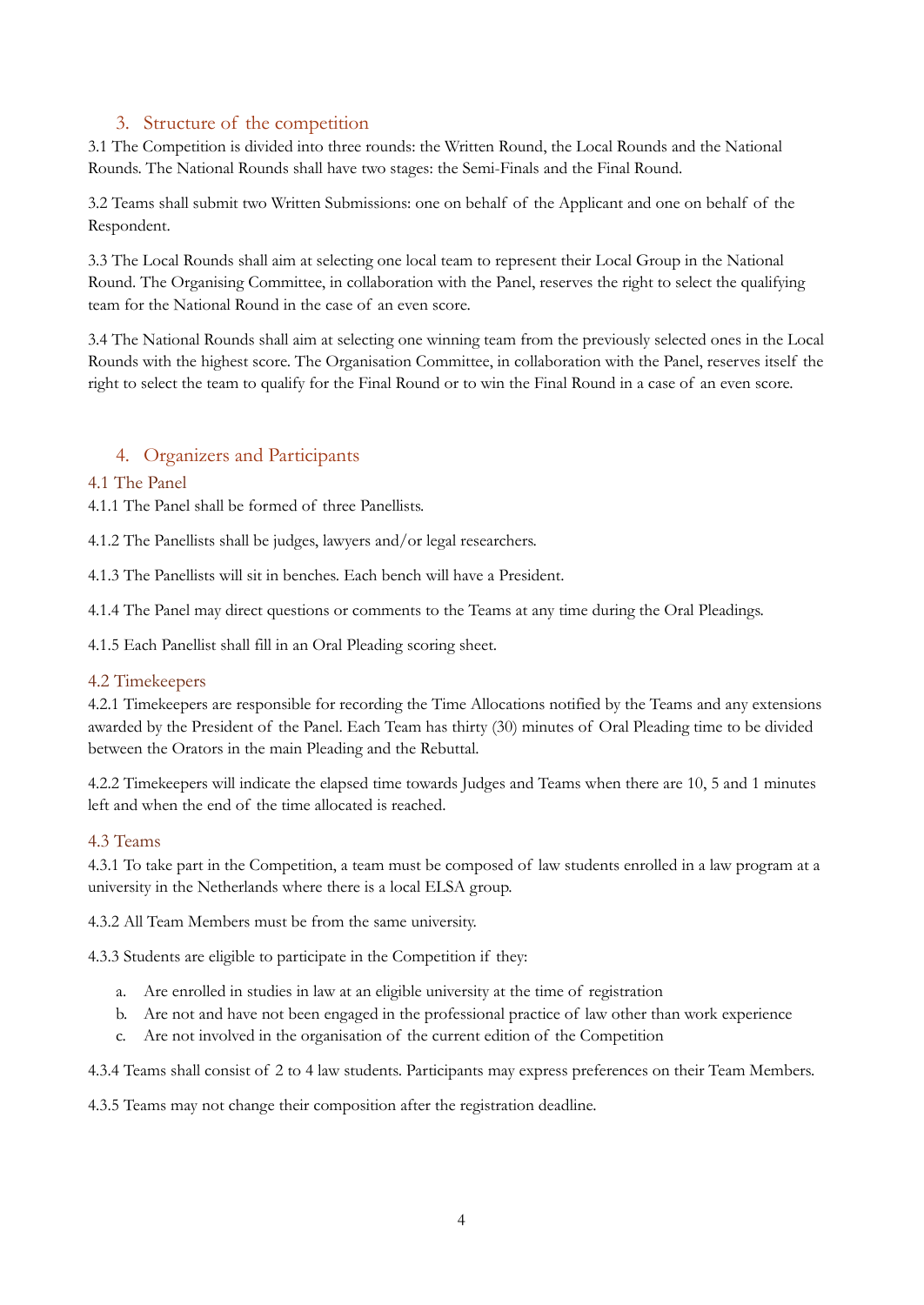## 3. Structure of the competition

3.1 The Competition is divided into three rounds: the Written Round, the Local Rounds and the National Rounds. The National Rounds shall have two stages: the Semi-Finals and the Final Round.

3.2 Teams shall submit two Written Submissions: one on behalf of the Applicant and one on behalf of the Respondent.

3.3 The Local Rounds shall aim at selecting one local team to represent their Local Group in the National Round. The Organising Committee, in collaboration with the Panel, reserves the right to select the qualifying team for the National Round in the case of an even score.

3.4 The National Rounds shall aim at selecting one winning team from the previously selected ones in the Local Rounds with the highest score. The Organisation Committee, in collaboration with the Panel, reserves itself the right to select the team to qualify for the Final Round or to win the Final Round in a case of an even score.

## 4. Organizers and Participants

### 4.1 The Panel

4.1.1 The Panel shall be formed of three Panellists.

4.1.2 The Panellists shall be judges, lawyers and/or legal researchers.

4.1.3 The Panellists will sit in benches. Each bench will have a President.

4.1.4 The Panel may direct questions or comments to the Teams at any time during the Oral Pleadings.

4.1.5 Each Panellist shall fill in an Oral Pleading scoring sheet.

### 4.2 Timekeepers

4.2.1 Timekeepers are responsible for recording the Time Allocations notified by the Teams and any extensions awarded by the President of the Panel. Each Team has thirty (30) minutes of Oral Pleading time to be divided between the Orators in the main Pleading and the Rebuttal.

4.2.2 Timekeepers will indicate the elapsed time towards Judges and Teams when there are 10, 5 and 1 minutes left and when the end of the time allocated is reached.

### 4.3 Teams

4.3.1 To take part in the Competition, a team must be composed of law students enrolled in a law program at a university in the Netherlands where there is a local ELSA group.

4.3.2 All Team Members must be from the same university.

4.3.3 Students are eligible to participate in the Competition if they:

a. Are enrolled in studies in law at an eligible university at the time of registration
b. Are not and have not been engaged in the professional practice of law other than work experience
c. Are not involved in the organisation of the current edition of the Competition

4.3.4 Teams shall consist of 2 to 4 law students. Participants may express preferences on their Team Members.

4.3.5 Teams may not change their composition after the registration deadline.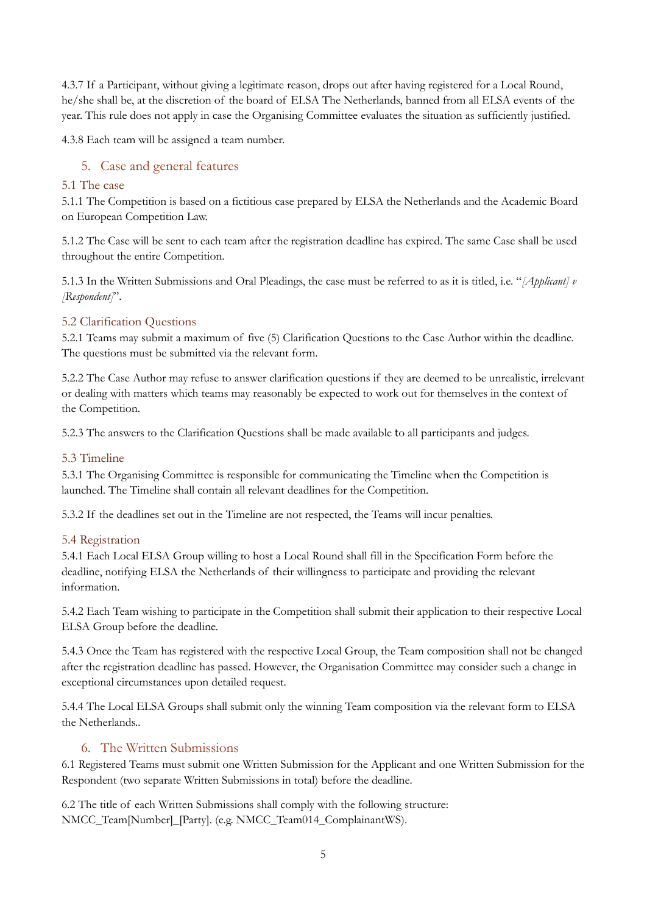4.3.7 If a Participant, without giving a legitimate reason, drops out after having registered for a Local Round, he/she shall be, at the discretion of the board of ELSA The Netherlands, banned from all ELSA events of the year. This rule does not apply in case the Organising Committee evaluates the situation as sufficiently justified.

4.3.8 Each team will be assigned a team number.

## 5. Case and general features

### 5.1 The case

5.1.1 The Competition is based on a fictitious case prepared by ELSA the Netherlands and the Academic Board on European Competition Law.

5.1.2 The Case will be sent to each team after the registration deadline has expired. The same Case shall be used throughout the entire Competition.

5.1.3 In the Written Submissions and Oral Pleadings, the case must be referred to as it is titled, i.e. "*[Applicant] v [Respondent]*".

### 5.2 Clarification Questions

5.2.1 Teams may submit a maximum of five (5) Clarification Questions to the Case Author within the deadline. The questions must be submitted via the relevant form.

5.2.2 The Case Author may refuse to answer clarification questions if they are deemed to be unrealistic, irrelevant or dealing with matters which teams may reasonably be expected to work out for themselves in the context of the Competition.

5.2.3 The answers to the Clarification Questions shall be made available to all participants and judges.

### 5.3 Timeline

5.3.1 The Organising Committee is responsible for communicating the Timeline when the Competition is launched. The Timeline shall contain all relevant deadlines for the Competition.

5.3.2 If the deadlines set out in the Timeline are not respected, the Teams will incur penalties.

### 5.4 Registration

5.4.1 Each Local ELSA Group willing to host a Local Round shall fill in the Specification Form before the deadline, notifying ELSA the Netherlands of their willingness to participate and providing the relevant information.

5.4.2 Each Team wishing to participate in the Competition shall submit their application to their respective Local ELSA Group before the deadline.

5.4.3 Once the Team has registered with the respective Local Group, the Team composition shall not be changed after the registration deadline has passed. However, the Organisation Committee may consider such a change in exceptional circumstances upon detailed request.

5.4.4 The Local ELSA Groups shall submit only the winning Team composition via the relevant form to ELSA the Netherlands..

## 6. The Written Submissions

6.1 Registered Teams must submit one Written Submission for the Applicant and one Written Submission for the Respondent (two separate Written Submissions in total) before the deadline.

6.2 The title of each Written Submissions shall comply with the following structure: NMCC_Team[Number]_[Party]. (e.g. NMCC_Team014_ComplainantWS).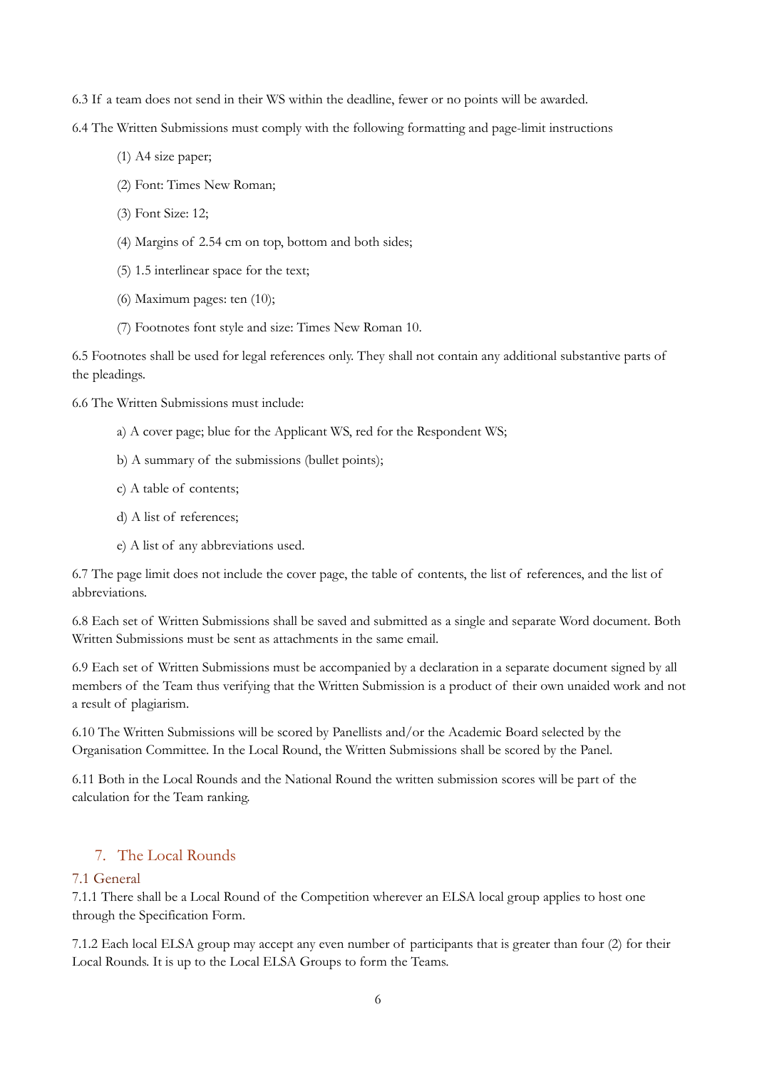6.3 If a team does not send in their WS within the deadline, fewer or no points will be awarded.

6.4 The Written Submissions must comply with the following formatting and page-limit instructions

(1) A4 size paper;

(2) Font: Times New Roman;

(3) Font Size: 12;

(4) Margins of 2.54 cm on top, bottom and both sides;

(5) 1.5 interlinear space for the text;

(6) Maximum pages: ten (10);

(7) Footnotes font style and size: Times New Roman 10.

6.5 Footnotes shall be used for legal references only. They shall not contain any additional substantive parts of the pleadings.

6.6 The Written Submissions must include:

a) A cover page; blue for the Applicant WS, red for the Respondent WS;

b) A summary of the submissions (bullet points);

c) A table of contents;

d) A list of references;

e) A list of any abbreviations used.

6.7 The page limit does not include the cover page, the table of contents, the list of references, and the list of abbreviations.

6.8 Each set of Written Submissions shall be saved and submitted as a single and separate Word document. Both Written Submissions must be sent as attachments in the same email.

6.9 Each set of Written Submissions must be accompanied by a declaration in a separate document signed by all members of the Team thus verifying that the Written Submission is a product of their own unaided work and not a result of plagiarism.

6.10 The Written Submissions will be scored by Panellists and/or the Academic Board selected by the Organisation Committee. In the Local Round, the Written Submissions shall be scored by the Panel.

6.11 Both in the Local Rounds and the National Round the written submission scores will be part of the calculation for the Team ranking.

## 7. The Local Rounds

### 7.1 General

7.1.1 There shall be a Local Round of the Competition wherever an ELSA local group applies to host one through the Specification Form.

7.1.2 Each local ELSA group may accept any even number of participants that is greater than four (2) for their Local Rounds. It is up to the Local ELSA Groups to form the Teams.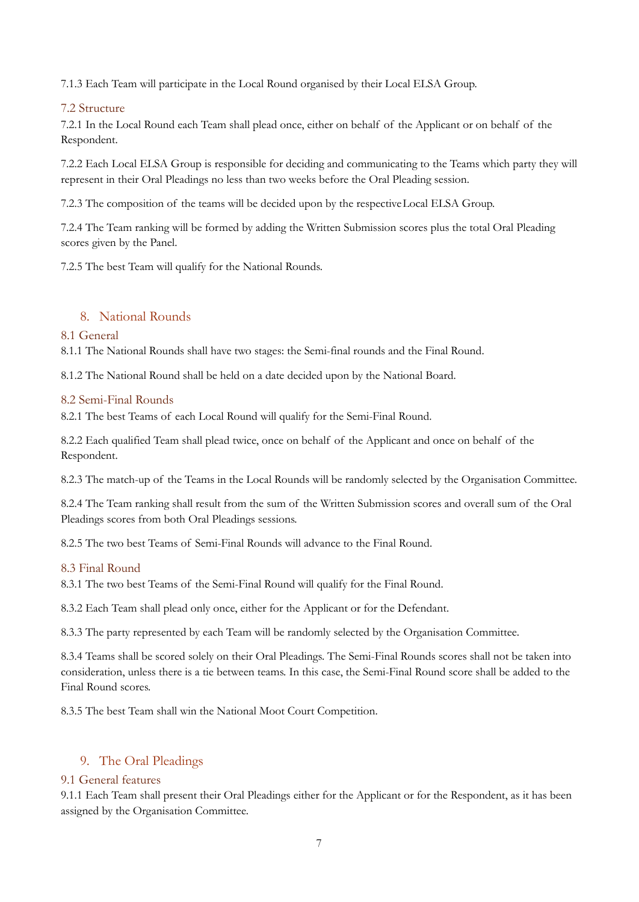7.1.3 Each Team will participate in the Local Round organised by their Local ELSA Group.

### 7.2 Structure

7.2.1 In the Local Round each Team shall plead once, either on behalf of the Applicant or on behalf of the Respondent.

7.2.2 Each Local ELSA Group is responsible for deciding and communicating to the Teams which party they will represent in their Oral Pleadings no less than two weeks before the Oral Pleading session.

7.2.3 The composition of the teams will be decided upon by the respective Local ELSA Group.

7.2.4 The Team ranking will be formed by adding the Written Submission scores plus the total Oral Pleading scores given by the Panel.

7.2.5 The best Team will qualify for the National Rounds.

## 8. National Rounds

### 8.1 General

8.1.1 The National Rounds shall have two stages: the Semi-final rounds and the Final Round.

8.1.2 The National Round shall be held on a date decided upon by the National Board.

### 8.2 Semi-Final Rounds

8.2.1 The best Teams of each Local Round will qualify for the Semi-Final Round.

8.2.2 Each qualified Team shall plead twice, once on behalf of the Applicant and once on behalf of the Respondent.

8.2.3 The match-up of the Teams in the Local Rounds will be randomly selected by the Organisation Committee.

8.2.4 The Team ranking shall result from the sum of the Written Submission scores and overall sum of the Oral Pleadings scores from both Oral Pleadings sessions.

8.2.5 The two best Teams of Semi-Final Rounds will advance to the Final Round.

### 8.3 Final Round

8.3.1 The two best Teams of the Semi-Final Round will qualify for the Final Round.

8.3.2 Each Team shall plead only once, either for the Applicant or for the Defendant.

8.3.3 The party represented by each Team will be randomly selected by the Organisation Committee.

8.3.4 Teams shall be scored solely on their Oral Pleadings. The Semi-Final Rounds scores shall not be taken into consideration, unless there is a tie between teams. In this case, the Semi-Final Round score shall be added to the Final Round scores.

8.3.5 The best Team shall win the National Moot Court Competition.

## 9. The Oral Pleadings

### 9.1 General features

9.1.1 Each Team shall present their Oral Pleadings either for the Applicant or for the Respondent, as it has been assigned by the Organisation Committee.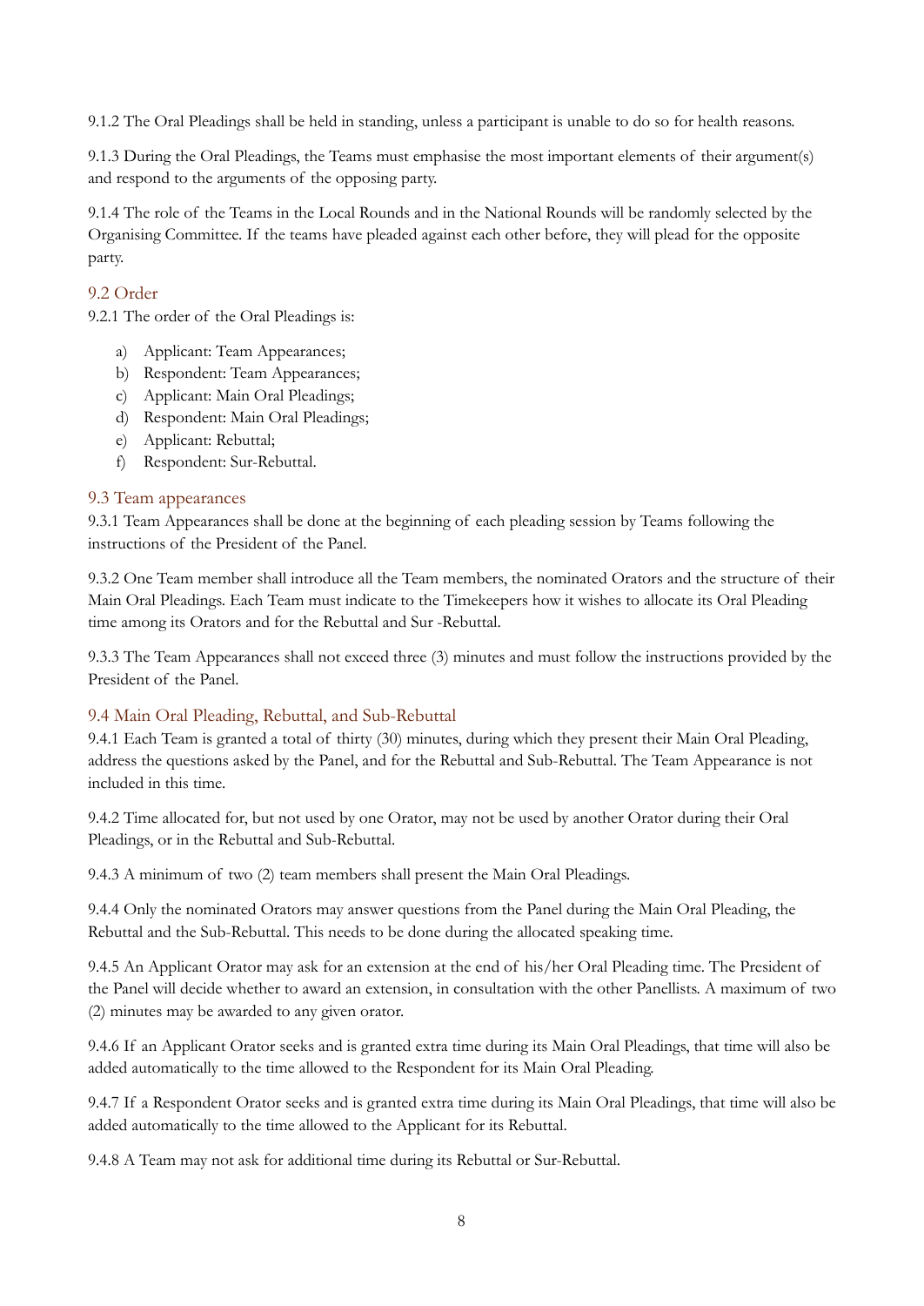9.1.2 The Oral Pleadings shall be held in standing, unless a participant is unable to do so for health reasons.

9.1.3 During the Oral Pleadings, the Teams must emphasise the most important elements of their argument(s) and respond to the arguments of the opposing party.

9.1.4 The role of the Teams in the Local Rounds and in the National Rounds will be randomly selected by the Organising Committee. If the teams have pleaded against each other before, they will plead for the opposite party.

## 9.2 Order

9.2.1 The order of the Oral Pleadings is:

a) Applicant: Team Appearances;
b) Respondent: Team Appearances;
c) Applicant: Main Oral Pleadings;
d) Respondent: Main Oral Pleadings;
e) Applicant: Rebuttal;
f) Respondent: Sur-Rebuttal.

## 9.3 Team appearances

9.3.1 Team Appearances shall be done at the beginning of each pleading session by Teams following the instructions of the President of the Panel.

9.3.2 One Team member shall introduce all the Team members, the nominated Orators and the structure of their Main Oral Pleadings. Each Team must indicate to the Timekeepers how it wishes to allocate its Oral Pleading time among its Orators and for the Rebuttal and Sur -Rebuttal.

9.3.3 The Team Appearances shall not exceed three (3) minutes and must follow the instructions provided by the President of the Panel.

## 9.4 Main Oral Pleading, Rebuttal, and Sub-Rebuttal

9.4.1 Each Team is granted a total of thirty (30) minutes, during which they present their Main Oral Pleading, address the questions asked by the Panel, and for the Rebuttal and Sub-Rebuttal. The Team Appearance is not included in this time.

9.4.2 Time allocated for, but not used by one Orator, may not be used by another Orator during their Oral Pleadings, or in the Rebuttal and Sub-Rebuttal.

9.4.3 A minimum of two (2) team members shall present the Main Oral Pleadings.

9.4.4 Only the nominated Orators may answer questions from the Panel during the Main Oral Pleading, the Rebuttal and the Sub-Rebuttal. This needs to be done during the allocated speaking time.

9.4.5 An Applicant Orator may ask for an extension at the end of his/her Oral Pleading time. The President of the Panel will decide whether to award an extension, in consultation with the other Panellists. A maximum of two (2) minutes may be awarded to any given orator.

9.4.6 If an Applicant Orator seeks and is granted extra time during its Main Oral Pleadings, that time will also be added automatically to the time allowed to the Respondent for its Main Oral Pleading.

9.4.7 If a Respondent Orator seeks and is granted extra time during its Main Oral Pleadings, that time will also be added automatically to the time allowed to the Applicant for its Rebuttal.

9.4.8 A Team may not ask for additional time during its Rebuttal or Sur-Rebuttal.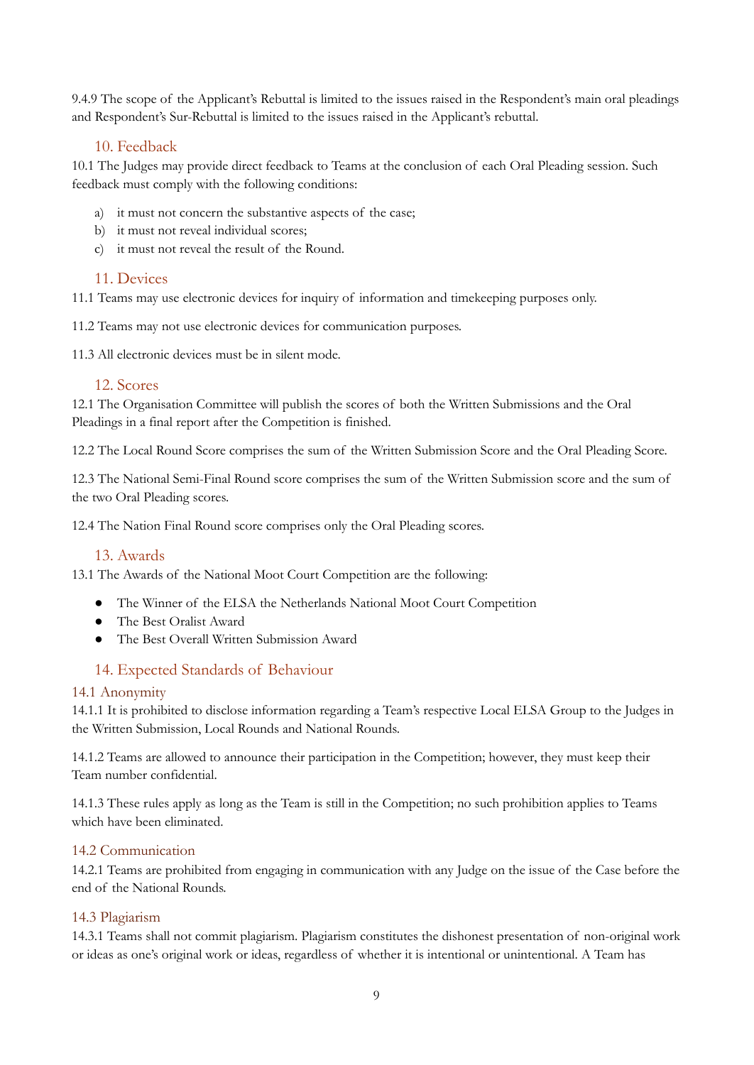9.4.9 The scope of the Applicant's Rebuttal is limited to the issues raised in the Respondent's main oral pleadings and Respondent's Sur-Rebuttal is limited to the issues raised in the Applicant's rebuttal.

## 10. Feedback

10.1 The Judges may provide direct feedback to Teams at the conclusion of each Oral Pleading session. Such feedback must comply with the following conditions:

a) it must not concern the substantive aspects of the case;
b) it must not reveal individual scores;
c) it must not reveal the result of the Round.

## 11. Devices

11.1 Teams may use electronic devices for inquiry of information and timekeeping purposes only.

11.2 Teams may not use electronic devices for communication purposes.

11.3 All electronic devices must be in silent mode.

## 12. Scores

12.1 The Organisation Committee will publish the scores of both the Written Submissions and the Oral Pleadings in a final report after the Competition is finished.

12.2 The Local Round Score comprises the sum of the Written Submission Score and the Oral Pleading Score.

12.3 The National Semi-Final Round score comprises the sum of the Written Submission score and the sum of the two Oral Pleading scores.

12.4 The Nation Final Round score comprises only the Oral Pleading scores.

## 13. Awards

13.1 The Awards of the National Moot Court Competition are the following:

- The Winner of the ELSA the Netherlands National Moot Court Competition
- The Best Oralist Award
- The Best Overall Written Submission Award

## 14. Expected Standards of Behaviour

### 14.1 Anonymity

14.1.1 It is prohibited to disclose information regarding a Team's respective Local ELSA Group to the Judges in the Written Submission, Local Rounds and National Rounds.

14.1.2 Teams are allowed to announce their participation in the Competition; however, they must keep their Team number confidential.

14.1.3 These rules apply as long as the Team is still in the Competition; no such prohibition applies to Teams which have been eliminated.

### 14.2 Communication

14.2.1 Teams are prohibited from engaging in communication with any Judge on the issue of the Case before the end of the National Rounds.

### 14.3 Plagiarism

14.3.1 Teams shall not commit plagiarism. Plagiarism constitutes the dishonest presentation of non-original work or ideas as one's original work or ideas, regardless of whether it is intentional or unintentional. A Team has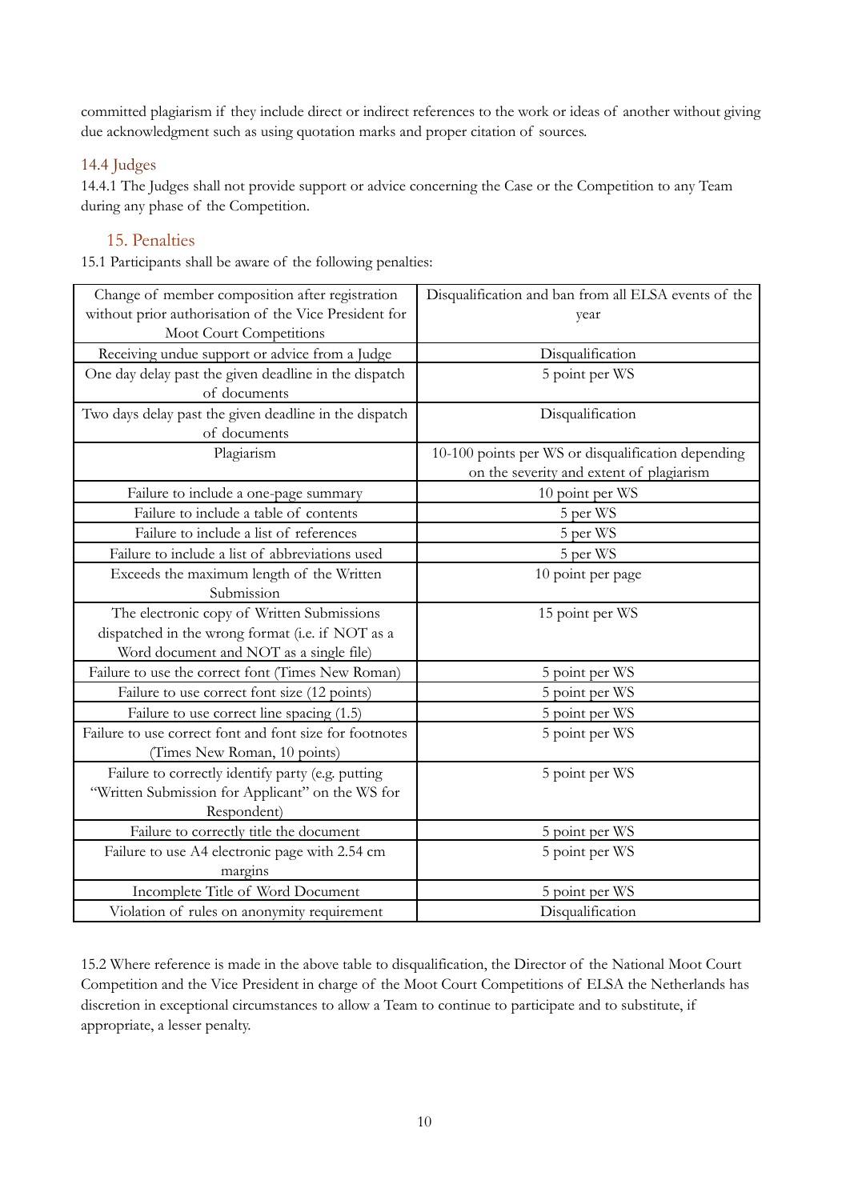committed plagiarism if they include direct or indirect references to the work or ideas of another without giving due acknowledgment such as using quotation marks and proper citation of sources.

### 14.4 Judges

14.4.1 The Judges shall not provide support or advice concerning the Case or the Competition to any Team during any phase of the Competition.

## 15. Penalties

15.1 Participants shall be aware of the following penalties:

| | |
|---|---|
| Change of member composition after registration without prior authorisation of the Vice President for Moot Court Competitions | Disqualification and ban from all ELSA events of the year |
| Receiving undue support or advice from a Judge | Disqualification |
| One day delay past the given deadline in the dispatch of documents | 5 point per WS |
| Two days delay past the given deadline in the dispatch of documents | Disqualification |
| Plagiarism | 10-100 points per WS or disqualification depending on the severity and extent of plagiarism |
| Failure to include a one-page summary | 10 point per WS |
| Failure to include a table of contents | 5 per WS |
| Failure to include a list of references | 5 per WS |
| Failure to include a list of abbreviations used | 5 per WS |
| Exceeds the maximum length of the Written Submission | 10 point per page |
| The electronic copy of Written Submissions dispatched in the wrong format (i.e. if NOT as a Word document and NOT as a single file) | 15 point per WS |
| Failure to use the correct font (Times New Roman) | 5 point per WS |
| Failure to use correct font size (12 points) | 5 point per WS |
| Failure to use correct line spacing (1.5) | 5 point per WS |
| Failure to use correct font and font size for footnotes (Times New Roman, 10 points) | 5 point per WS |
| Failure to correctly identify party (e.g. putting "Written Submission for Applicant" on the WS for Respondent) | 5 point per WS |
| Failure to correctly title the document | 5 point per WS |
| Failure to use A4 electronic page with 2.54 cm margins | 5 point per WS |
| Incomplete Title of Word Document | 5 point per WS |
| Violation of rules on anonymity requirement | Disqualification |

15.2 Where reference is made in the above table to disqualification, the Director of the National Moot Court Competition and the Vice President in charge of the Moot Court Competitions of ELSA the Netherlands has discretion in exceptional circumstances to allow a Team to continue to participate and to substitute, if appropriate, a lesser penalty.